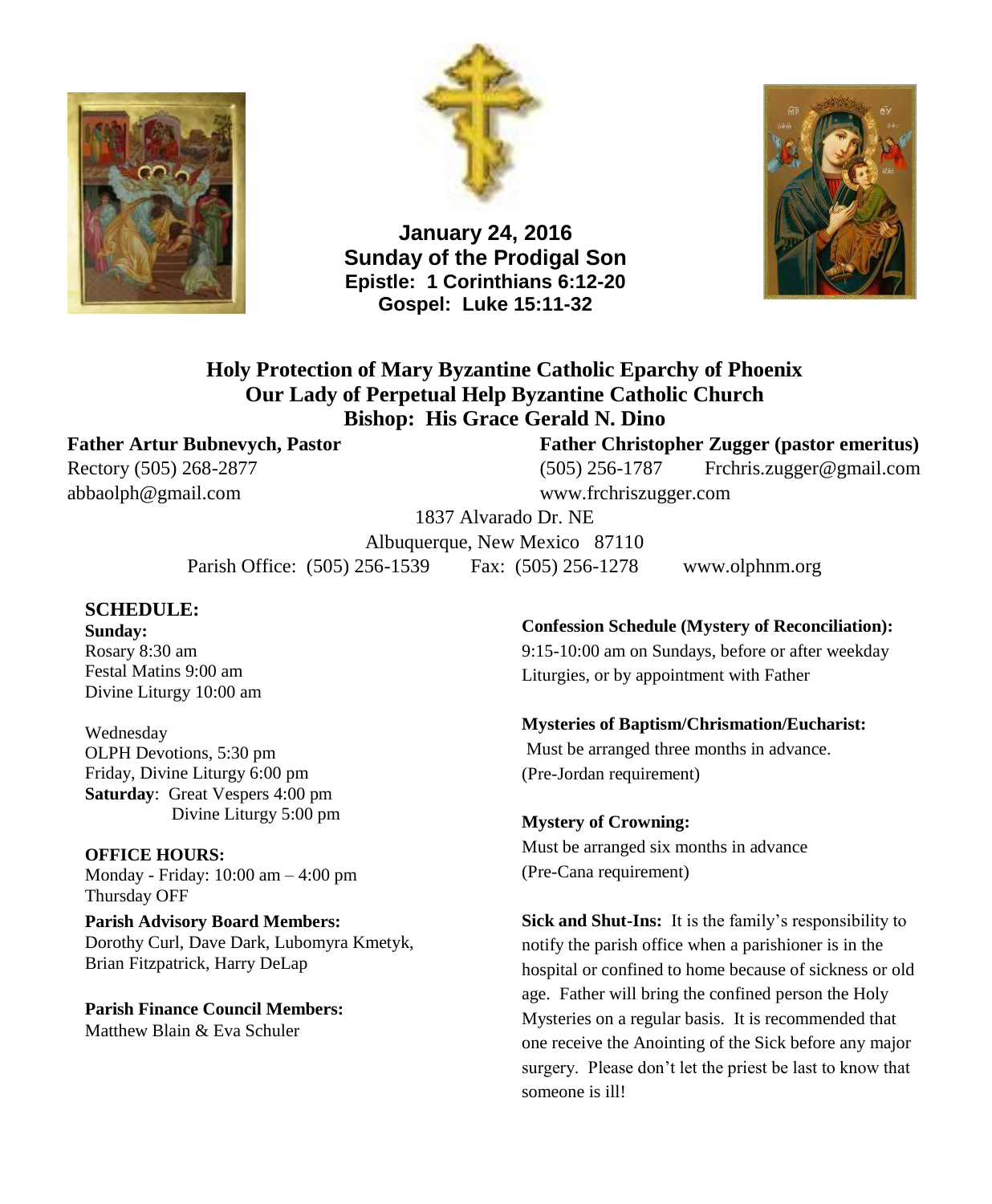**January 24, 2016**
**Sunday of the Prodigal Son**
**Epistle: 1 Corinthians 6:12-20**
**Gospel: Luke 15:11-32**

## Holy Protection of Mary Byzantine Catholic Eparchy of Phoenix
## Our Lady of Perpetual Help Byzantine Catholic Church
## Bishop: His Grace Gerald N. Dino

**Father Artur Bubnevych, Pastor**
Rectory (505) 268-2877
abbaolph@gmail.com

**Father Christopher Zugger (pastor emeritus)**
(505) 256-1787 Frchris.zugger@gmail.com
www.frchriszugger.com

1837 Alvarado Dr. NE
Albuquerque, New Mexico 87110
Parish Office: (505) 256-1539 Fax: (505) 256-1278 www.olphnm.org

### SCHEDULE:

**Sunday:**
Rosary 8:30 am
Festal Matins 9:00 am
Divine Liturgy 10:00 am

Wednesday
OLPH Devotions, 5:30 pm
Friday, Divine Liturgy 6:00 pm
**Saturday**: Great Vespers 4:00 pm
Divine Liturgy 5:00 pm

**OFFICE HOURS:**
Monday - Friday: 10:00 am – 4:00 pm
Thursday OFF

**Parish Advisory Board Members:**
Dorothy Curl, Dave Dark, Lubomyra Kmetyk, Brian Fitzpatrick, Harry DeLap

**Parish Finance Council Members:**
Matthew Blain & Eva Schuler

**Confession Schedule (Mystery of Reconciliation):**
9:15-10:00 am on Sundays, before or after weekday Liturgies, or by appointment with Father

**Mysteries of Baptism/Chrismation/Eucharist:**
Must be arranged three months in advance. (Pre-Jordan requirement)

**Mystery of Crowning:**
Must be arranged six months in advance (Pre-Cana requirement)

**Sick and Shut-Ins:** It is the family's responsibility to notify the parish office when a parishioner is in the hospital or confined to home because of sickness or old age. Father will bring the confined person the Holy Mysteries on a regular basis. It is recommended that one receive the Anointing of the Sick before any major surgery. Please don't let the priest be last to know that someone is ill!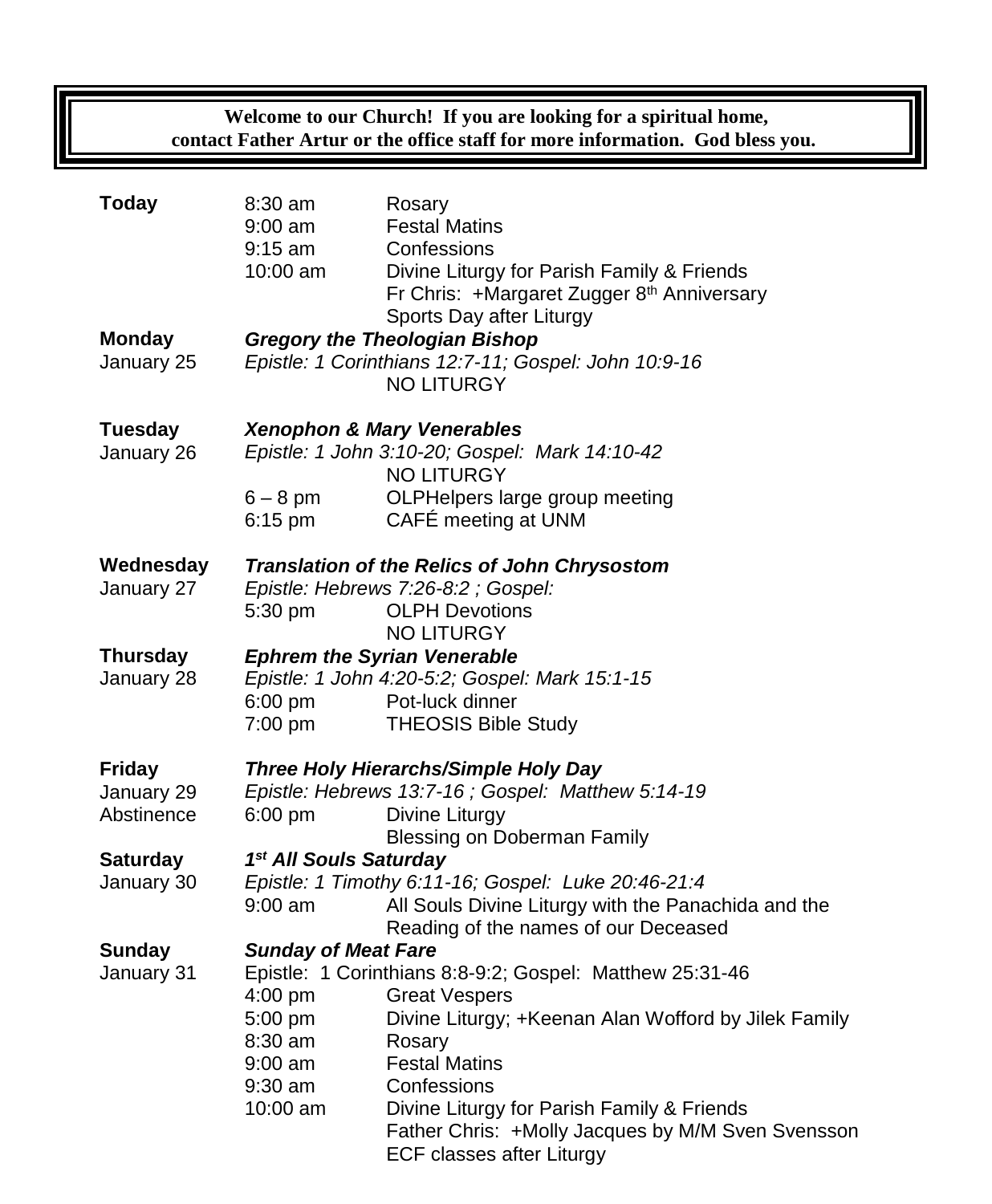**Welcome to our Church! If you are looking for a spiritual home, contact Father Artur or the office staff for more information. God bless you.**

| | | |
|---|---|---|
| **Today** | 8:30 am | Rosary |
| | 9:00 am | Festal Matins |
| | 9:15 am | Confessions |
| | 10:00 am | Divine Liturgy for Parish Family & Friends |
| | | Fr Chris: +Margaret Zugger 8th Anniversary |
| | | Sports Day after Liturgy |
| **Monday** | ***Gregory the Theologian Bishop*** | |
| January 25 | *Epistle: 1 Corinthians 12:7-11; Gospel: John 10:9-16* | |
| | | NO LITURGY |
| **Tuesday** | ***Xenophon & Mary Venerables*** | |
| January 26 | *Epistle: 1 John 3:10-20; Gospel: Mark 14:10-42* | |
| | | NO LITURGY |
| | 6 – 8 pm | OLPHelpers large group meeting |
| | 6:15 pm | CAFÉ meeting at UNM |
| **Wednesday** | ***Translation of the Relics of John Chrysostom*** | |
| January 27 | *Epistle: Hebrews 7:26-8:2 ; Gospel:* | |
| | 5:30 pm | OLPH Devotions |
| | | NO LITURGY |
| **Thursday** | ***Ephrem the Syrian Venerable*** | |
| January 28 | *Epistle: 1 John 4:20-5:2; Gospel: Mark 15:1-15* | |
| | 6:00 pm | Pot-luck dinner |
| | 7:00 pm | THEOSIS Bible Study |
| **Friday** | ***Three Holy Hierarchs/Simple Holy Day*** | |
| January 29 | *Epistle: Hebrews 13:7-16 ; Gospel: Matthew 5:14-19* | |
| Abstinence | 6:00 pm | Divine Liturgy |
| | | Blessing on Doberman Family |
| **Saturday** | ***1st All Souls Saturday*** | |
| January 30 | *Epistle: 1 Timothy 6:11-16; Gospel: Luke 20:46-21:4* | |
| | 9:00 am | All Souls Divine Liturgy with the Panachida and the Reading of the names of our Deceased |
| **Sunday** | ***Sunday of Meat Fare*** | |
| January 31 | Epistle: 1 Corinthians 8:8-9:2; Gospel: Matthew 25:31-46 | |
| | 4:00 pm | Great Vespers |
| | 5:00 pm | Divine Liturgy; +Keenan Alan Wofford by Jilek Family |
| | 8:30 am | Rosary |
| | 9:00 am | Festal Matins |
| | 9:30 am | Confessions |
| | 10:00 am | Divine Liturgy for Parish Family & Friends |
| | | Father Chris: +Molly Jacques by M/M Sven Svensson |
| | | ECF classes after Liturgy |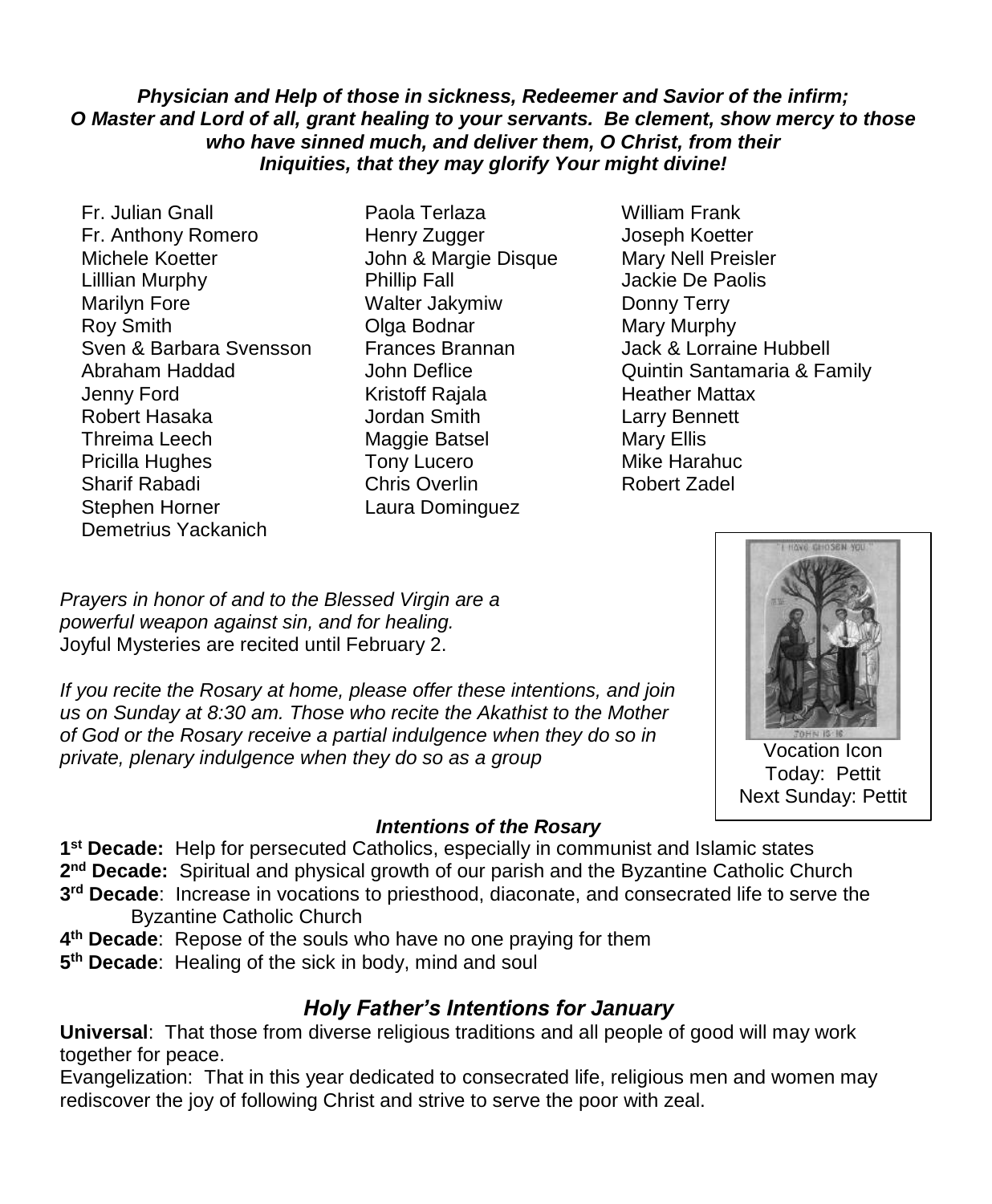***Physician and Help of those in sickness, Redeemer and Savior of the infirm; O Master and Lord of all, grant healing to your servants. Be clement, show mercy to those who have sinned much, and deliver them, O Christ, from their Iniquities, that they may glorify Your might divine!***

Fr. Julian Gnall
Fr. Anthony Romero
Michele Koetter
Lilllian Murphy
Marilyn Fore
Roy Smith
Sven & Barbara Svensson
Abraham Haddad
Jenny Ford
Robert Hasaka
Threima Leech
Pricilla Hughes
Sharif Rabadi
Stephen Horner
Demetrius Yackanich
Paola Terlaza
Henry Zugger
John & Margie Disque
Phillip Fall
Walter Jakymiw
Olga Bodnar
Frances Brannan
John Deflice
Kristoff Rajala
Jordan Smith
Maggie Batsel
Tony Lucero
Chris Overlin
Laura Dominguez
William Frank
Joseph Koetter
Mary Nell Preisler
Jackie De Paolis
Donny Terry
Mary Murphy
Jack & Lorraine Hubbell
Quintin Santamaria & Family
Heather Mattax
Larry Bennett
Mary Ellis
Mike Harahuc
Robert Zadel

*Prayers in honor of and to the Blessed Virgin are a powerful weapon against sin, and for healing.*
Joyful Mysteries are recited until February 2.

*If you recite the Rosary at home, please offer these intentions, and join us on Sunday at 8:30 am. Those who recite the Akathist to the Mother of God or the Rosary receive a partial indulgence when they do so in private, plenary indulgence when they do so as a group*

Vocation Icon
Today: Pettit
Next Sunday: Pettit

***Intentions of the Rosary***

**1st Decade:** Help for persecuted Catholics, especially in communist and Islamic states
**2nd Decade:** Spiritual and physical growth of our parish and the Byzantine Catholic Church
**3rd Decade**: Increase in vocations to priesthood, diaconate, and consecrated life to serve the Byzantine Catholic Church
**4th Decade**: Repose of the souls who have no one praying for them
**5th Decade**: Healing of the sick in body, mind and soul

## *Holy Father's Intentions for January*

**Universal**: That those from diverse religious traditions and all people of good will may work together for peace.
Evangelization: That in this year dedicated to consecrated life, religious men and women may rediscover the joy of following Christ and strive to serve the poor with zeal.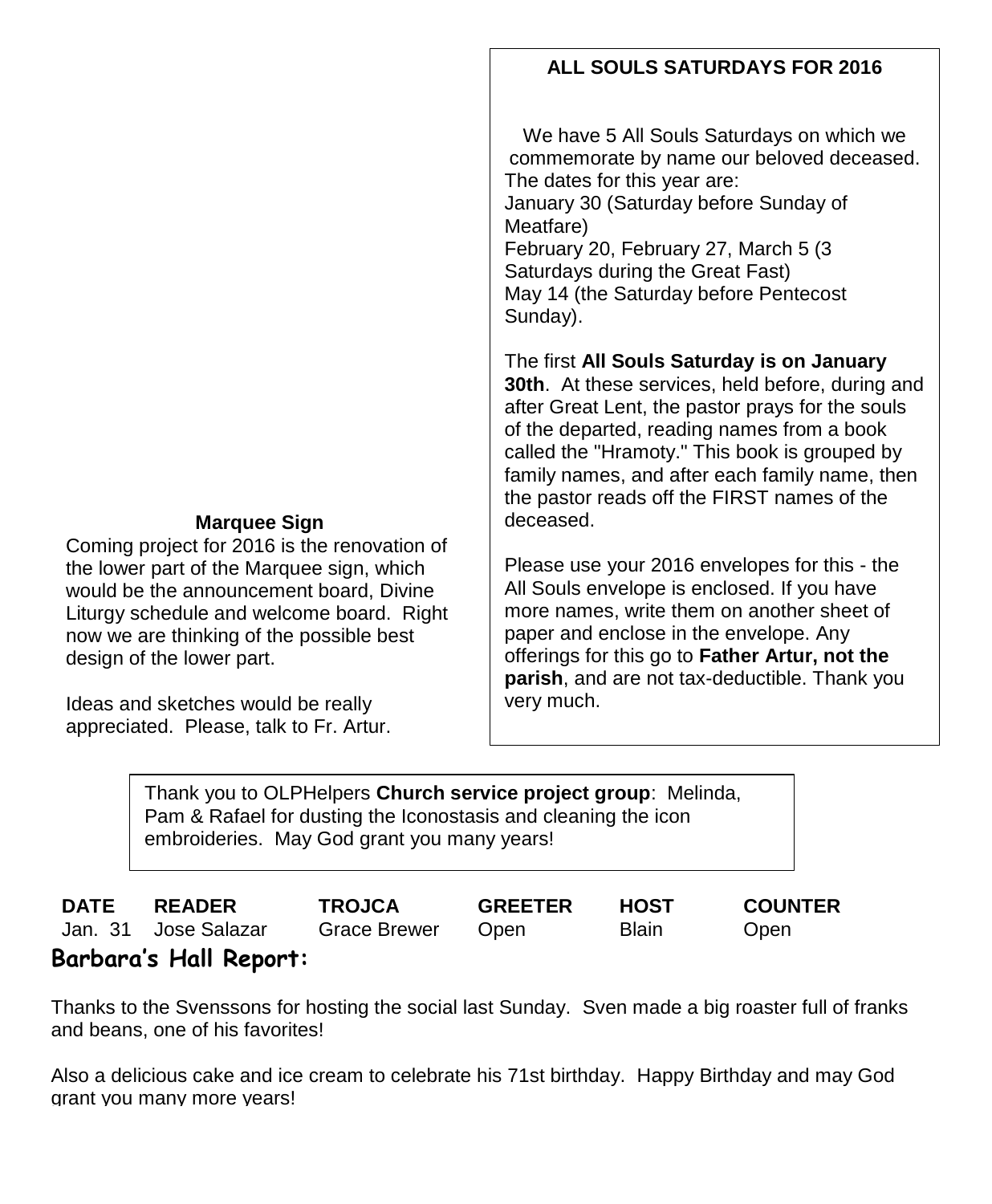## ALL SOULS SATURDAYS FOR 2016

We have 5 All Souls Saturdays on which we commemorate by name our beloved deceased. The dates for this year are:
January 30 (Saturday before Sunday of Meatfare)
February 20, February 27, March 5 (3 Saturdays during the Great Fast)
May 14 (the Saturday before Pentecost Sunday).

The first **All Souls Saturday is on January 30th**. At these services, held before, during and after Great Lent, the pastor prays for the souls of the departed, reading names from a book called the "Hramoty." This book is grouped by family names, and after each family name, then the pastor reads off the FIRST names of the deceased.

Please use your 2016 envelopes for this - the All Souls envelope is enclosed. If you have more names, write them on another sheet of paper and enclose in the envelope. Any offerings for this go to **Father Artur, not the parish**, and are not tax-deductible. Thank you very much.

### Marquee Sign

Coming project for 2016 is the renovation of the lower part of the Marquee sign, which would be the announcement board, Divine Liturgy schedule and welcome board. Right now we are thinking of the possible best design of the lower part.

Ideas and sketches would be really appreciated. Please, talk to Fr. Artur.

Thank you to OLPHelpers **Church service project group**: Melinda, Pam & Rafael for dusting the Iconostasis and cleaning the icon embroideries. May God grant you many years!

| DATE | READER | TROJCA | GREETER | HOST | COUNTER |
|---|---|---|---|---|---|
| Jan. 31 | Jose Salazar | Grace Brewer | Open | Blain | Open |

## Barbara's Hall Report:

Thanks to the Svenssons for hosting the social last Sunday. Sven made a big roaster full of franks and beans, one of his favorites!

Also a delicious cake and ice cream to celebrate his 71st birthday. Happy Birthday and may God grant you many more years!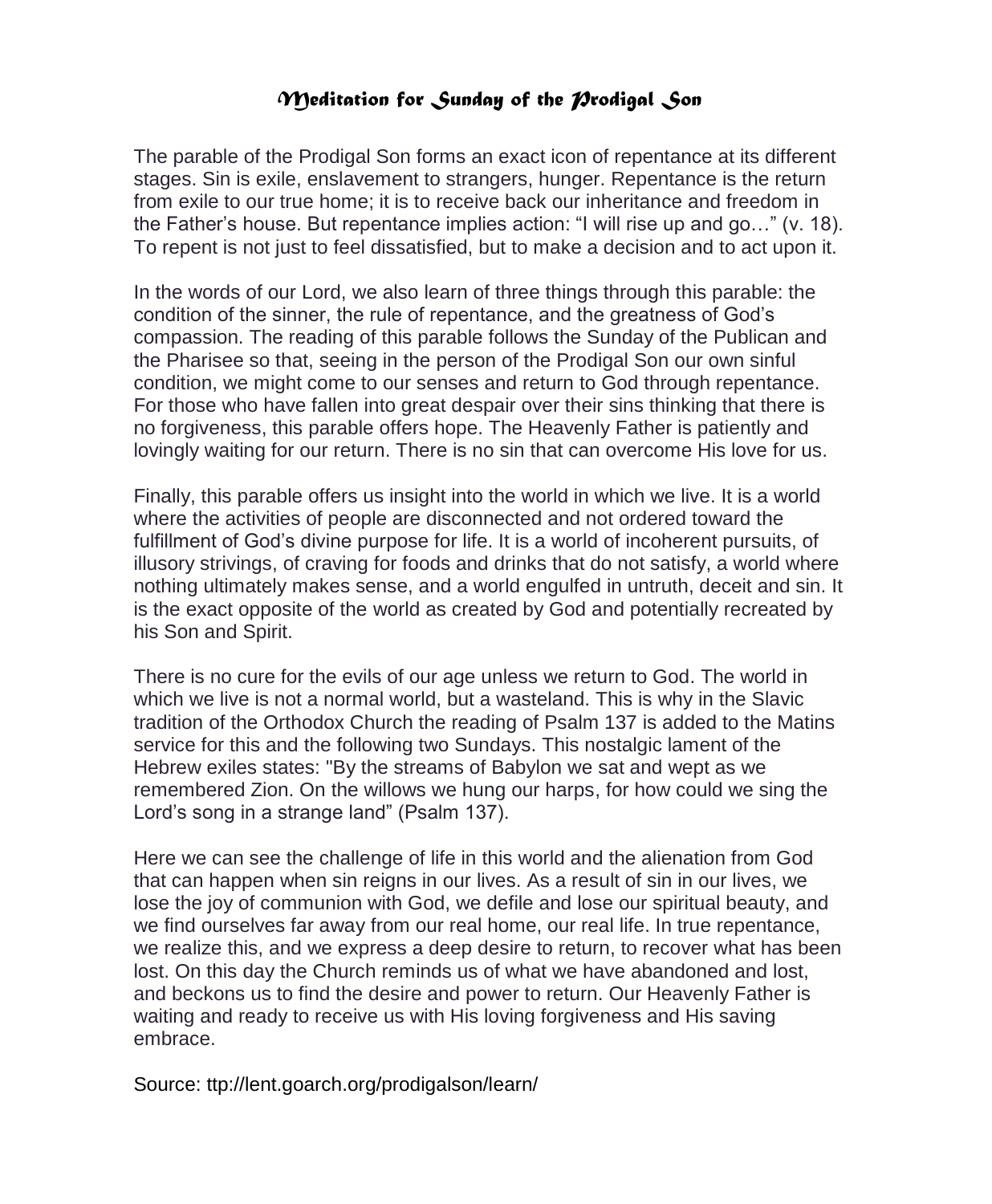# *Meditation for Sunday of the Prodigal Son*

The parable of the Prodigal Son forms an exact icon of repentance at its different stages. Sin is exile, enslavement to strangers, hunger. Repentance is the return from exile to our true home; it is to receive back our inheritance and freedom in the Father's house. But repentance implies action: "I will rise up and go…" (v. 18). To repent is not just to feel dissatisfied, but to make a decision and to act upon it.

In the words of our Lord, we also learn of three things through this parable: the condition of the sinner, the rule of repentance, and the greatness of God's compassion. The reading of this parable follows the Sunday of the Publican and the Pharisee so that, seeing in the person of the Prodigal Son our own sinful condition, we might come to our senses and return to God through repentance. For those who have fallen into great despair over their sins thinking that there is no forgiveness, this parable offers hope. The Heavenly Father is patiently and lovingly waiting for our return. There is no sin that can overcome His love for us.

Finally, this parable offers us insight into the world in which we live. It is a world where the activities of people are disconnected and not ordered toward the fulfillment of God's divine purpose for life. It is a world of incoherent pursuits, of illusory strivings, of craving for foods and drinks that do not satisfy, a world where nothing ultimately makes sense, and a world engulfed in untruth, deceit and sin. It is the exact opposite of the world as created by God and potentially recreated by his Son and Spirit.

There is no cure for the evils of our age unless we return to God. The world in which we live is not a normal world, but a wasteland. This is why in the Slavic tradition of the Orthodox Church the reading of Psalm 137 is added to the Matins service for this and the following two Sundays. This nostalgic lament of the Hebrew exiles states: "By the streams of Babylon we sat and wept as we remembered Zion. On the willows we hung our harps, for how could we sing the Lord's song in a strange land" (Psalm 137).

Here we can see the challenge of life in this world and the alienation from God that can happen when sin reigns in our lives. As a result of sin in our lives, we lose the joy of communion with God, we defile and lose our spiritual beauty, and we find ourselves far away from our real home, our real life. In true repentance, we realize this, and we express a deep desire to return, to recover what has been lost. On this day the Church reminds us of what we have abandoned and lost, and beckons us to find the desire and power to return. Our Heavenly Father is waiting and ready to receive us with His loving forgiveness and His saving embrace.

Source: ttp://lent.goarch.org/prodigalson/learn/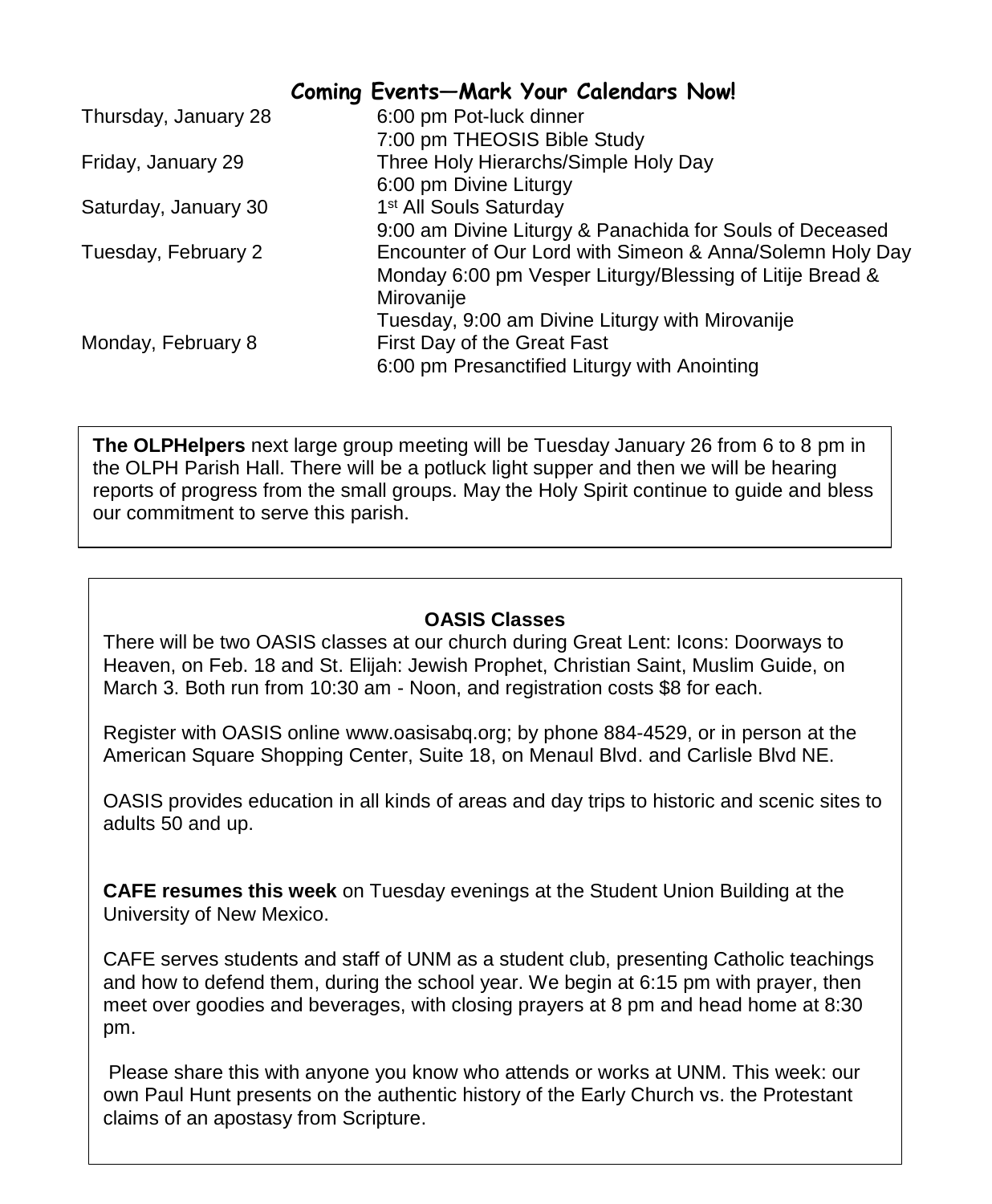## Coming Events—Mark Your Calendars Now!

| | |
|---|---|
| Thursday, January 28 | 6:00 pm Pot-luck dinner<br>7:00 pm THEOSIS Bible Study |
| Friday, January 29 | Three Holy Hierarchs/Simple Holy Day<br>6:00 pm Divine Liturgy |
| Saturday, January 30 | 1st All Souls Saturday<br>9:00 am Divine Liturgy & Panachida for Souls of Deceased |
| Tuesday, February 2 | Encounter of Our Lord with Simeon & Anna/Solemn Holy Day<br>Monday 6:00 pm Vesper Liturgy/Blessing of Litije Bread & Mirovanije<br>Tuesday, 9:00 am Divine Liturgy with Mirovanije |
| Monday, February 8 | First Day of the Great Fast<br>6:00 pm Presanctified Liturgy with Anointing |

**The OLPHelpers** next large group meeting will be Tuesday January 26 from 6 to 8 pm in the OLPH Parish Hall. There will be a potluck light supper and then we will be hearing reports of progress from the small groups. May the Holy Spirit continue to guide and bless our commitment to serve this parish.

### OASIS Classes

There will be two OASIS classes at our church during Great Lent: Icons: Doorways to Heaven, on Feb. 18 and St. Elijah: Jewish Prophet, Christian Saint, Muslim Guide, on March 3. Both run from 10:30 am - Noon, and registration costs $8 for each.

Register with OASIS online www.oasisabq.org; by phone 884-4529, or in person at the American Square Shopping Center, Suite 18, on Menaul Blvd. and Carlisle Blvd NE.

OASIS provides education in all kinds of areas and day trips to historic and scenic sites to adults 50 and up.

**CAFE resumes this week** on Tuesday evenings at the Student Union Building at the University of New Mexico.

CAFE serves students and staff of UNM as a student club, presenting Catholic teachings and how to defend them, during the school year. We begin at 6:15 pm with prayer, then meet over goodies and beverages, with closing prayers at 8 pm and head home at 8:30 pm.

Please share this with anyone you know who attends or works at UNM. This week: our own Paul Hunt presents on the authentic history of the Early Church vs. the Protestant claims of an apostasy from Scripture.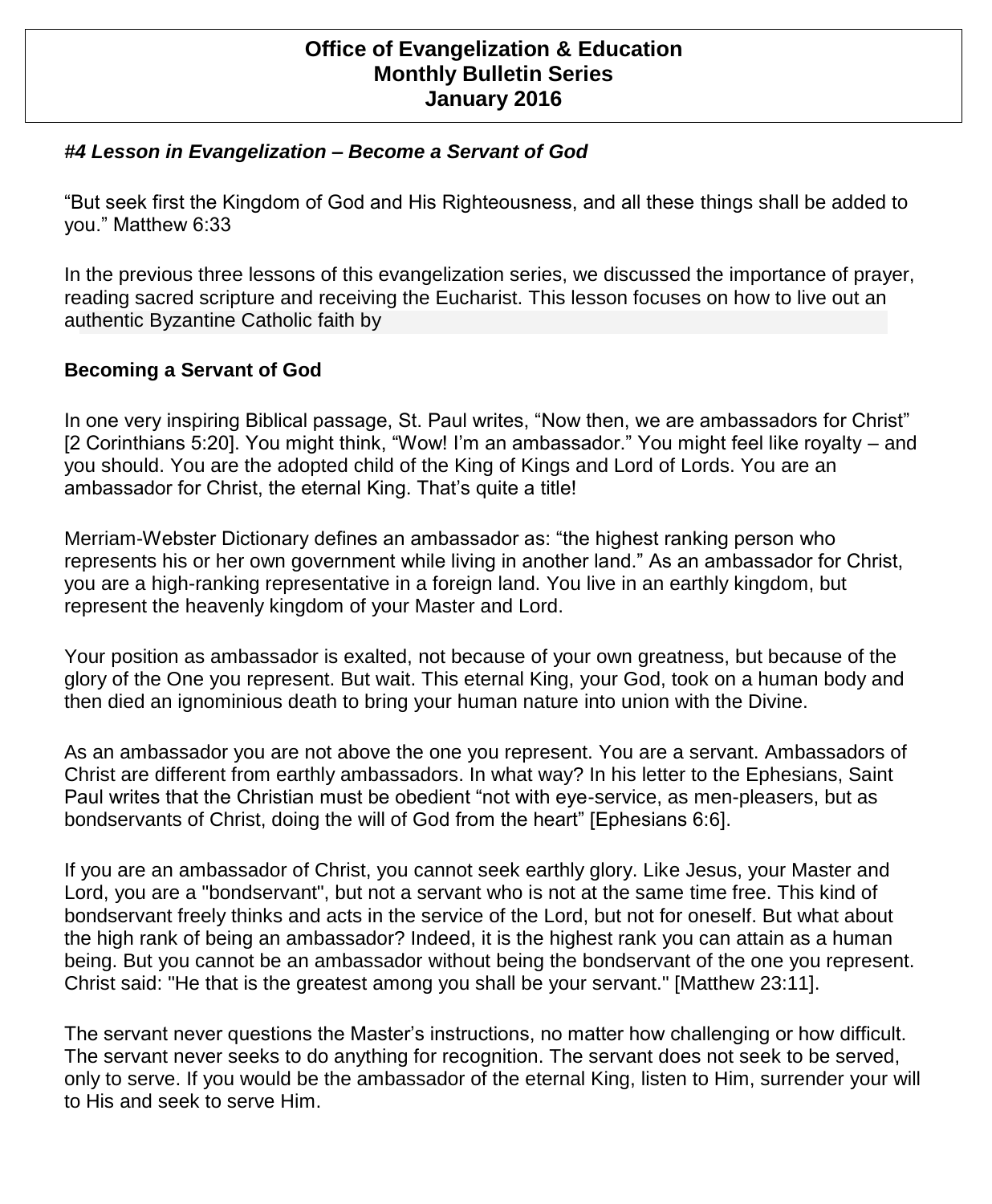**Office of Evangelization & Education**
**Monthly Bulletin Series**
**January 2016**

### *#4 Lesson in Evangelization – Become a Servant of God*

"But seek first the Kingdom of God and His Righteousness, and all these things shall be added to you." Matthew 6:33

In the previous three lessons of this evangelization series, we discussed the importance of prayer, reading sacred scripture and receiving the Eucharist. This lesson focuses on how to live out an authentic Byzantine Catholic faith by

**Becoming a Servant of God**

In one very inspiring Biblical passage, St. Paul writes, "Now then, we are ambassadors for Christ" [2 Corinthians 5:20]. You might think, "Wow! I'm an ambassador." You might feel like royalty – and you should. You are the adopted child of the King of Kings and Lord of Lords. You are an ambassador for Christ, the eternal King. That's quite a title!

Merriam-Webster Dictionary defines an ambassador as: "the highest ranking person who represents his or her own government while living in another land." As an ambassador for Christ, you are a high-ranking representative in a foreign land. You live in an earthly kingdom, but represent the heavenly kingdom of your Master and Lord.

Your position as ambassador is exalted, not because of your own greatness, but because of the glory of the One you represent. But wait. This eternal King, your God, took on a human body and then died an ignominious death to bring your human nature into union with the Divine.

As an ambassador you are not above the one you represent. You are a servant. Ambassadors of Christ are different from earthly ambassadors. In what way? In his letter to the Ephesians, Saint Paul writes that the Christian must be obedient "not with eye-service, as men-pleasers, but as bondservants of Christ, doing the will of God from the heart" [Ephesians 6:6].

If you are an ambassador of Christ, you cannot seek earthly glory. Like Jesus, your Master and Lord, you are a "bondservant", but not a servant who is not at the same time free. This kind of bondservant freely thinks and acts in the service of the Lord, but not for oneself. But what about the high rank of being an ambassador? Indeed, it is the highest rank you can attain as a human being. But you cannot be an ambassador without being the bondservant of the one you represent. Christ said: "He that is the greatest among you shall be your servant." [Matthew 23:11].

The servant never questions the Master's instructions, no matter how challenging or how difficult. The servant never seeks to do anything for recognition. The servant does not seek to be served, only to serve. If you would be the ambassador of the eternal King, listen to Him, surrender your will to His and seek to serve Him.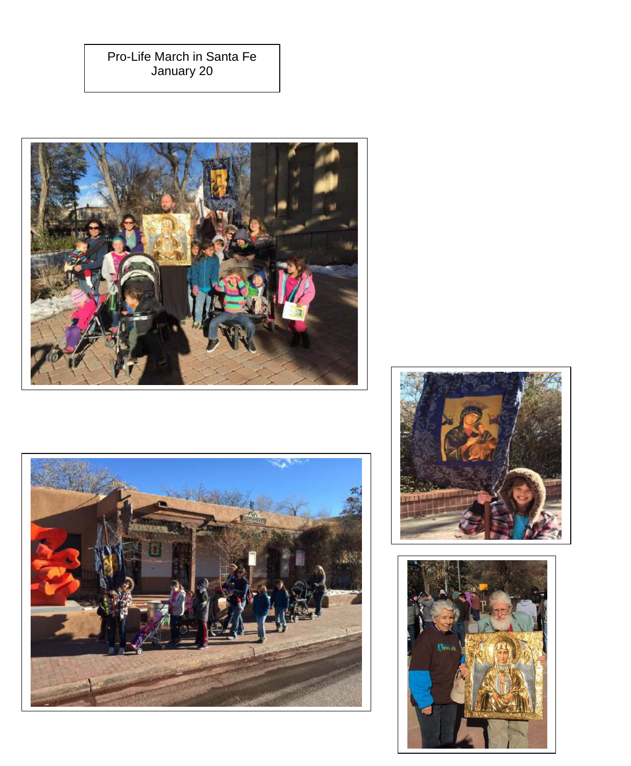Pro-Life March in Santa Fe
January 20